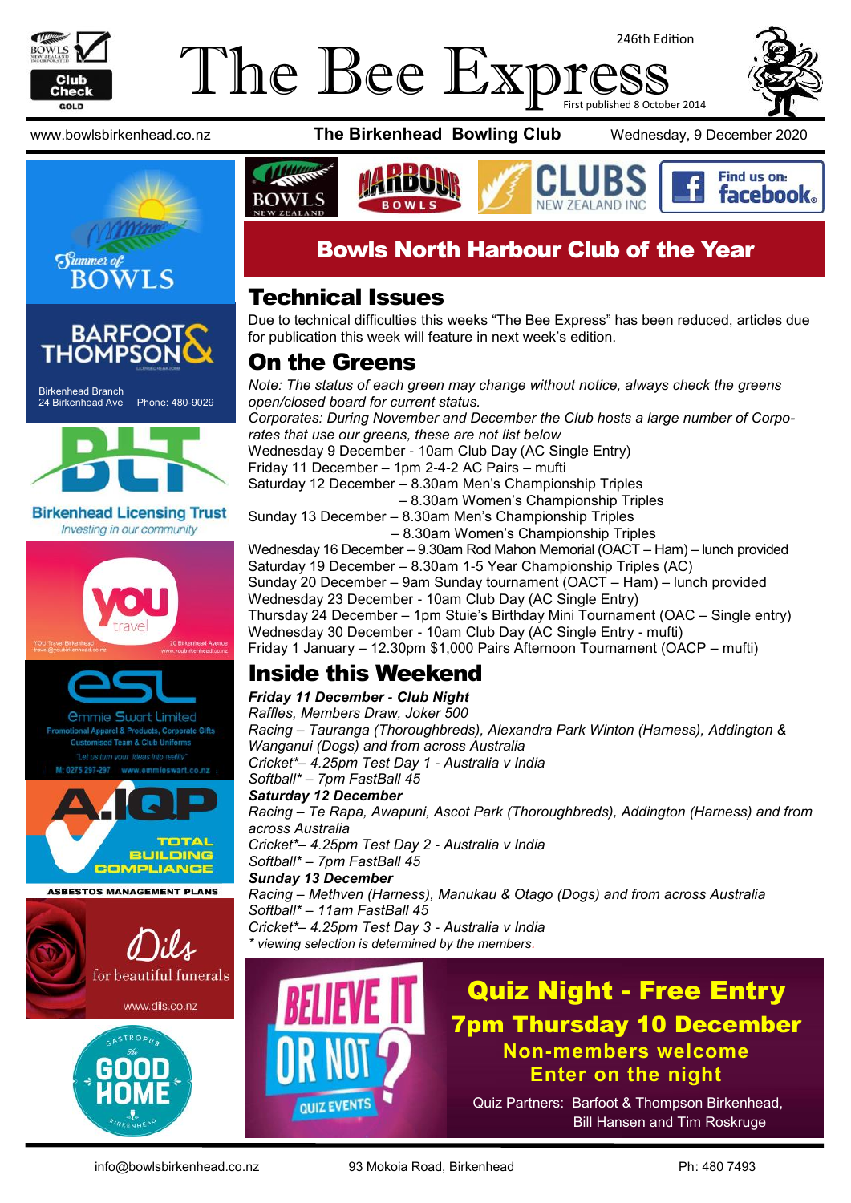# The Bee Express

246th Edition

First published 8 October 2014

www.bowlsbirkenhead.co.nz **The Birkenhead Bowling Club** Wednesday, 9 December 2020

## Bowls North Harbour Club of the Year

## Technical Issues

Due to technical difficulties this weeks "The Bee Express" has been reduced, articles due for publication this week will feature in next week's edition.

## On the Greens

*Note: The status of each green may change without notice, always check the greens open/closed board for current status.*

*Corporates: During November and December the Club hosts a large number of Corporates that use our greens, these are not list below*

Wednesday 9 December - 10am Club Day (AC Single Entry)
Friday 11 December – 1pm 2-4-2 AC Pairs – mufti
Saturday 12 December – 8.30am Men's Championship Triples
– 8.30am Women's Championship Triples
Sunday 13 December – 8.30am Men's Championship Triples
– 8.30am Women's Championship Triples
Wednesday 16 December – 9.30am Rod Mahon Memorial (OACT – Ham) – lunch provided
Saturday 19 December – 8.30am 1-5 Year Championship Triples (AC)
Sunday 20 December – 9am Sunday tournament (OACT – Ham) – lunch provided
Wednesday 23 December - 10am Club Day (AC Single Entry)
Thursday 24 December – 1pm Stuie's Birthday Mini Tournament (OAC – Single entry)
Wednesday 30 December - 10am Club Day (AC Single Entry - mufti)
Friday 1 January – 12.30pm $1,000 Pairs Afternoon Tournament (OACP – mufti)

## Inside this Weekend

***Friday 11 December - Club Night***
*Raffles, Members Draw, Joker 500*
*Racing – Tauranga (Thoroughbreds), Alexandra Park Winton (Harness), Addington & Wanganui (Dogs) and from across Australia*
*Cricket*– 4.25pm Test Day 1 - Australia v India*
*Softball* – 7pm FastBall 45*

***Saturday 12 December***
*Racing – Te Rapa, Awapuni, Ascot Park (Thoroughbreds), Addington (Harness) and from across Australia*
*Cricket*– 4.25pm Test Day 2 - Australia v India*
*Softball* – 7pm FastBall 45*

***Sunday 13 December***
*Racing – Methven (Harness), Manukau & Otago (Dogs) and from across Australia*
*Softball* – 11am FastBall 45*
*Cricket*– 4.25pm Test Day 3 - Australia v India*
** viewing selection is determined by the members.*

## Quiz Night - Free Entry

### 7pm Thursday 10 December

**Non-members welcome**
**Enter on the night**

Quiz Partners: Barfoot & Thompson Birkenhead, Bill Hansen and Tim Roskruge

Barfoot & Thompson — Birkenhead Branch, 24 Birkenhead Ave, Phone: 480-9029

Birkenhead Licensing Trust — Investing in our community

YOU Travel Birkenhead — travel@youbirkenhead.co.nz — 20 Birkenhead Avenue — www.youbirkenhead.co.nz

Emmie Swart Limited — Promotional Apparel & Products, Corporate Gifts, Customised Team & Club Uniforms — "Let us turn your ideas into reality" — M: 0275 297-297 www.emmieswart.co.nz

A.IQP — Total Building Compliance — Asbestos Management Plans

Dils — for beautiful funerals — www.dils.co.nz

Gastropub The Good Home Birkenhead

info@bowlsbirkenhead.co.nz 93 Mokoia Road, Birkenhead Ph: 480 7493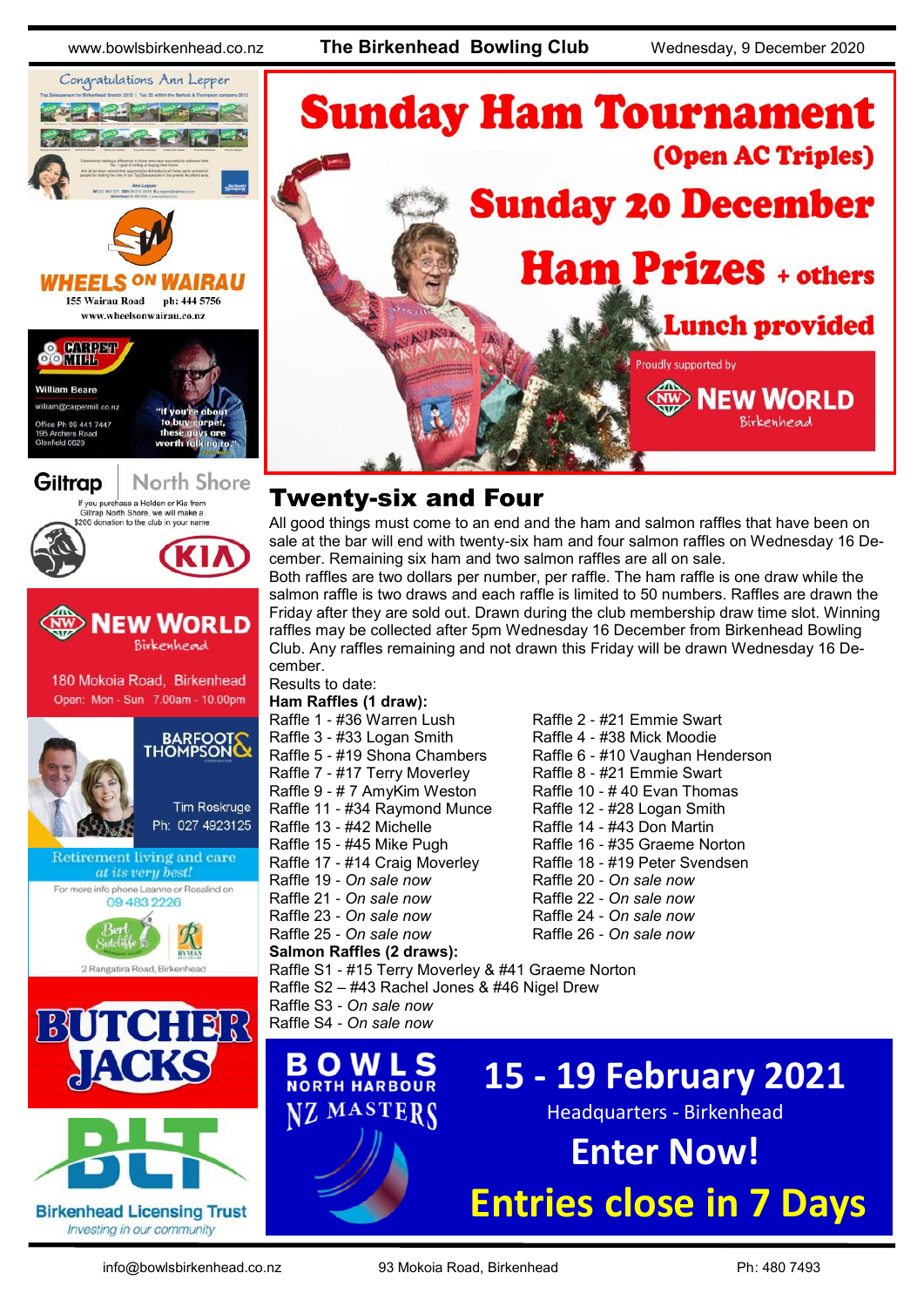# Sunday Ham Tournament

**(Open AC Triples)**

**Sunday 20 December**

**Ham Prizes + others**

**Lunch provided**

Proudly supported by New World Birkenhead

## Twenty-six and Four

All good things must come to an end and the ham and salmon raffles that have been on sale at the bar will end with twenty-six ham and four salmon raffles on Wednesday 16 December. Remaining six ham and two salmon raffles are all on sale.

Both raffles are two dollars per number, per raffle. The ham raffle is one draw while the salmon raffle is two draws and each raffle is limited to 50 numbers. Raffles are drawn the Friday after they are sold out. Drawn during the club membership draw time slot. Winning raffles may be collected after 5pm Wednesday 16 December from Birkenhead Bowling Club. Any raffles remaining and not drawn this Friday will be drawn Wednesday 16 December.

Results to date:

**Ham Raffles (1 draw):**

Raffle 1 - #36 Warren Lush
Raffle 2 - #21 Emmie Swart
Raffle 3 - #33 Logan Smith
Raffle 4 - #38 Mick Moodie
Raffle 5 - #19 Shona Chambers
Raffle 6 - #10 Vaughan Henderson
Raffle 7 - #17 Terry Moverley
Raffle 8 - #21 Emmie Swart
Raffle 9 - # 7 AmyKim Weston
Raffle 10 - # 40 Evan Thomas
Raffle 11 - #34 Raymond Munce
Raffle 12 - #28 Logan Smith
Raffle 13 - #42 Michelle
Raffle 14 - #43 Don Martin
Raffle 15 - #45 Mike Pugh
Raffle 16 - #35 Graeme Norton
Raffle 17 - #14 Craig Moverley
Raffle 18 - #19 Peter Svendsen
Raffle 19 - *On sale now*
Raffle 20 - *On sale now*
Raffle 21 - *On sale now*
Raffle 22 - *On sale now*
Raffle 23 - *On sale now*
Raffle 24 - *On sale now*
Raffle 25 - *On sale now*
Raffle 26 - *On sale now*

**Salmon Raffles (2 draws):**

Raffle S1 - #15 Terry Moverley & #41 Graeme Norton
Raffle S2 – #43 Rachel Jones & #46 Nigel Drew
Raffle S3 - *On sale now*
Raffle S4 - *On sale now*

**BOWLS NORTH HARBOUR NZ MASTERS**

**15 - 19 February 2021**

Headquarters - Birkenhead

**Enter Now!**

**Entries close in 7 Days**

---

Congratulations Ann Lepper

WHEELS ON WAIRAU
155 Wairau Road ph: 444 5756
www.wheelsonwairau.co.nz

CARPET MILL
William Beare
william@carpetmill.co.nz
Office Ph 09 441 7447
195 Archers Road
Glenfield 0629
"If you're about to buy carpet, these guys are worth talking to."

Giltrap North Shore
If you purchase a Holden or Kia from Giltrap North Shore, we will make a $200 donation to the club in your name

NEW WORLD Birkenhead
180 Mokoia Road, Birkenhead
Open: Mon - Sun 7.00am - 10.00pm

BARFOOT & THOMPSON
Tim Roskruge
Ph: 027 4923125

Retirement living and care at its very best!
For more info phone Leanne or Rosalind on 09 483 2226
Bert Sutcliffe
2 Rangatira Road, Birkenhead

BUTCHER JACKS

BLT
Birkenhead Licensing Trust
*Investing in our community*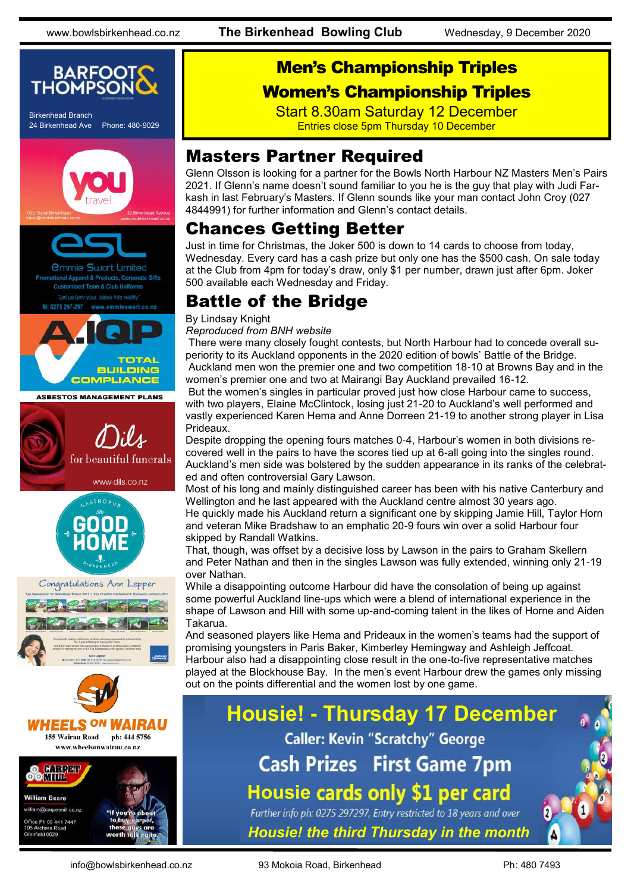# Men's Championship Triples

# Women's Championship Triples

Start 8.30am Saturday 12 December

Entries close 5pm Thursday 10 December

## Masters Partner Required

Glenn Olsson is looking for a partner for the Bowls North Harbour NZ Masters Men's Pairs 2021. If Glenn's name doesn't sound familiar to you he is the guy that play with Judi Farkash in last February's Masters. If Glenn sounds like your man contact John Croy (027 4844991) for further information and Glenn's contact details.

## Chances Getting Better

Just in time for Christmas, the Joker 500 is down to 14 cards to choose from today, Wednesday. Every card has a cash prize but only one has the $500 cash. On sale today at the Club from 4pm for today's draw, only $1 per number, drawn just after 6pm. Joker 500 available each Wednesday and Friday.

## Battle of the Bridge

By Lindsay Knight

*Reproduced from BNH website*

There were many closely fought contests, but North Harbour had to concede overall superiority to its Auckland opponents in the 2020 edition of bowls' Battle of the Bridge.

Auckland men won the premier one and two competition 18-10 at Browns Bay and in the women's premier one and two at Mairangi Bay Auckland prevailed 16-12.

But the women's singles in particular proved just how close Harbour came to success, with two players, Elaine McClintock, losing just 21-20 to Auckland's well performed and vastly experienced Karen Hema and Anne Doreen 21-19 to another strong player in Lisa Prideaux.

Despite dropping the opening fours matches 0-4, Harbour's women in both divisions recovered well in the pairs to have the scores tied up at 6-all going into the singles round.

Auckland's men side was bolstered by the sudden appearance in its ranks of the celebrated and often controversial Gary Lawson.

Most of his long and mainly distinguished career has been with his native Canterbury and Wellington and he last appeared with the Auckland centre almost 30 years ago.

He quickly made his Auckland return a significant one by skipping Jamie Hill, Taylor Horn and veteran Mike Bradshaw to an emphatic 20-9 fours win over a solid Harbour four skipped by Randall Watkins.

That, though, was offset by a decisive loss by Lawson in the pairs to Graham Skellern and Peter Nathan and then in the singles Lawson was fully extended, winning only 21-19 over Nathan.

While a disappointing outcome Harbour did have the consolation of being up against some powerful Auckland line-ups which were a blend of international experience in the shape of Lawson and Hill with some up-and-coming talent in the likes of Horne and Aiden Takarua.

And seasoned players like Hema and Prideaux in the women's teams had the support of promising youngsters in Paris Baker, Kimberley Hemingway and Ashleigh Jeffcoat.

Harbour also had a disappointing close result in the one-to-five representative matches played at the Blockhouse Bay. In the men's event Harbour drew the games only missing out on the points differential and the women lost by one game.

## Housie! - Thursday 17 December

Caller: Kevin "Scratchy" George

Cash Prizes First Game 7pm

Housie cards only $1 per card

*Further info ph: 0275 297297, Entry restricted to 18 years and over*

***Housie! the third Thursday in the month***

---

**BARFOOT & THOMPSON** — Birkenhead Branch, 24 Birkenhead Ave, Phone: 480-9029

**you travel** — YOU Travel Birkenhead, travel@youbirkenhead.co.nz, 20 Birkenhead Avenue, www.youbirkenhead.co.nz

**esl** — Emmie Swart Limited. Promotional Apparel & Products, Corporate Gifts. Customised Team & Club Uniforms. "Let us turn your ideas into reality". M: 0275 297-297 www.emmieswart.co.nz

**A.IQP** — Total Building Compliance. Asbestos Management Plans

**Dils** — for beautiful funerals. www.dils.co.nz

**Gastropub The Good Home Birkenhead**

Congratulations Ann Lepper

**WHEELS ON WAIRAU** — 155 Wairau Road, ph: 444 5756, www.wheelsonwairau.co.nz

**Carpet Mill** — William Beare, william@carpetmill.co.nz, Office Ph 09 441 7447, 195 Archers Road, Glenfield 0629. "If you're about to buy carpet, these guys are worth talking to."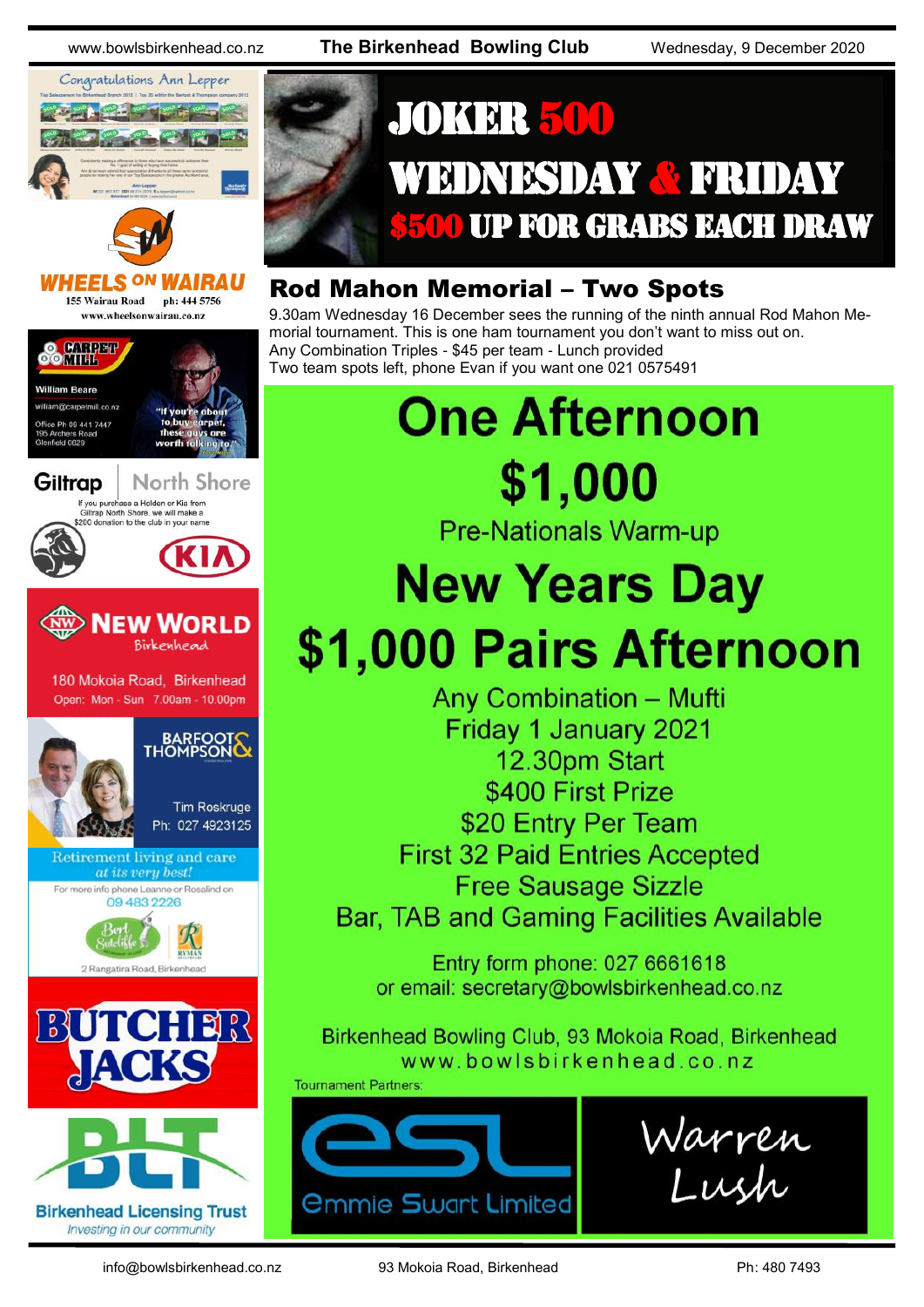# JOKER 500

## WEDNESDAY & FRIDAY

**$500 UP FOR GRABS EACH DRAW**

## Rod Mahon Memorial – Two Spots

9.30am Wednesday 16 December sees the running of the ninth annual Rod Mahon Memorial tournament. This is one ham tournament you don't want to miss out on.
Any Combination Triples - $45 per team - Lunch provided
Two team spots left, phone Evan if you want one 021 0575491

# One Afternoon

# $1,000

Pre-Nationals Warm-up

# New Years Day

# $1,000 Pairs Afternoon

Any Combination – Mufti
Friday 1 January 2021
12.30pm Start
$400 First Prize
$20 Entry Per Team
First 32 Paid Entries Accepted
Free Sausage Sizzle
Bar, TAB and Gaming Facilities Available

Entry form phone: 027 6661618
or email: secretary@bowlsbirkenhead.co.nz

Birkenhead Bowling Club, 93 Mokoia Road, Birkenhead
www.bowlsbirkenhead.co.nz

Tournament Partners:

esl Emmie Swart Limited

Warren Lush

---

Congratulations Ann Lepper

WHEELS ON WAIRAU
155 Wairau Road ph: 444 5756
www.wheelsonwairau.co.nz

CARPET MILL
William Beare
william@carpetmill.co.nz
Office Ph 09 441 7447
195 Archers Road
Glenfield 0629
"If you're about to buy carpet, these guys are worth talking to."

Giltrap North Shore
If you purchase a Holden or Kia from Giltrap North Shore, we will make a $200 donation to the club in your name

NEW WORLD Birkenhead
180 Mokoia Road, Birkenhead
Open: Mon - Sun 7.00am - 10.00pm

BARFOOT & THOMPSON
Tim Roskruge
Ph: 027 4923125

Retirement living and care *at its very best!*
For more info phone Leanne or Rosalind on 09 483 2226
Bert Sutcliffe
RYMAN
2 Rangatira Road, Birkenhead

BUTCHER JACKS

BLT
Birkenhead Licensing Trust
*Investing in our community*